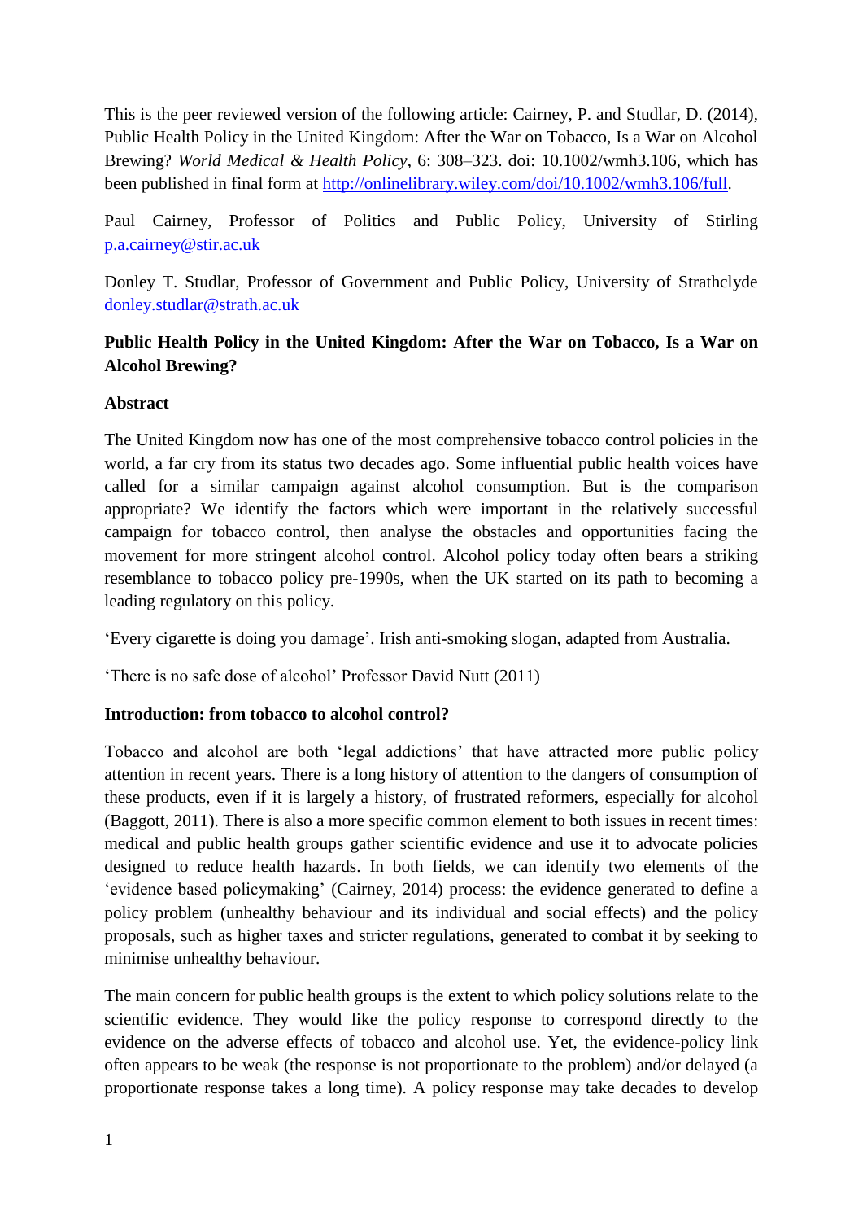This is the peer reviewed version of the following article: Cairney, P. and Studlar, D. (2014), Public Health Policy in the United Kingdom: After the War on Tobacco, Is a War on Alcohol Brewing? *World Medical & Health Policy*, 6: 308–323. doi: 10.1002/wmh3.106, which has been published in final form at [http://onlinelibrary.wiley.com/doi/10.1002/wmh3.106/full](http://onlinelibrary.wiley.com/doi/10.1002/wmh3.106/full).

Paul Cairney, Professor of Politics and Public Policy, University of Stirling [p.a.cairney@stir.ac.uk](mailto:p.a.cairney@stir.ac.uk)

Donley T. Studlar, Professor of Government and Public Policy, University of Strathclyde [donley.studlar@strath.ac.uk](mailto:donley.studlar@strath.ac.uk)

# Public Health Policy in the United Kingdom: After the War on Tobacco, Is a War on Alcohol Brewing?

## Abstract

The United Kingdom now has one of the most comprehensive tobacco control policies in the world, a far cry from its status two decades ago. Some influential public health voices have called for a similar campaign against alcohol consumption. But is the comparison appropriate? We identify the factors which were important in the relatively successful campaign for tobacco control, then analyse the obstacles and opportunities facing the movement for more stringent alcohol control. Alcohol policy today often bears a striking resemblance to tobacco policy pre-1990s, when the UK started on its path to becoming a leading regulatory on this policy.

'Every cigarette is doing you damage'. Irish anti-smoking slogan, adapted from Australia.

'There is no safe dose of alcohol' Professor David Nutt (2011)

## Introduction: from tobacco to alcohol control?

Tobacco and alcohol are both 'legal addictions' that have attracted more public policy attention in recent years. There is a long history of attention to the dangers of consumption of these products, even if it is largely a history, of frustrated reformers, especially for alcohol (Baggott, 2011). There is also a more specific common element to both issues in recent times: medical and public health groups gather scientific evidence and use it to advocate policies designed to reduce health hazards. In both fields, we can identify two elements of the 'evidence based policymaking' (Cairney, 2014) process: the evidence generated to define a policy problem (unhealthy behaviour and its individual and social effects) and the policy proposals, such as higher taxes and stricter regulations, generated to combat it by seeking to minimise unhealthy behaviour.

The main concern for public health groups is the extent to which policy solutions relate to the scientific evidence. They would like the policy response to correspond directly to the evidence on the adverse effects of tobacco and alcohol use. Yet, the evidence-policy link often appears to be weak (the response is not proportionate to the problem) and/or delayed (a proportionate response takes a long time). A policy response may take decades to develop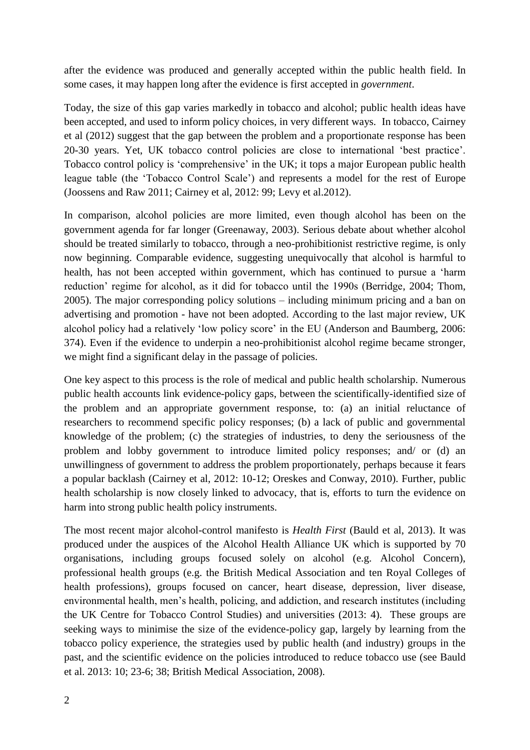after the evidence was produced and generally accepted within the public health field. In some cases, it may happen long after the evidence is first accepted in *government*.

Today, the size of this gap varies markedly in tobacco and alcohol; public health ideas have been accepted, and used to inform policy choices, in very different ways. In tobacco, Cairney et al (2012) suggest that the gap between the problem and a proportionate response has been 20-30 years. Yet, UK tobacco control policies are close to international 'best practice'. Tobacco control policy is 'comprehensive' in the UK; it tops a major European public health league table (the 'Tobacco Control Scale') and represents a model for the rest of Europe (Joossens and Raw 2011; Cairney et al, 2012: 99; Levy et al.2012).

In comparison, alcohol policies are more limited, even though alcohol has been on the government agenda for far longer (Greenaway, 2003). Serious debate about whether alcohol should be treated similarly to tobacco, through a neo-prohibitionist restrictive regime, is only now beginning. Comparable evidence, suggesting unequivocally that alcohol is harmful to health, has not been accepted within government, which has continued to pursue a 'harm reduction' regime for alcohol, as it did for tobacco until the 1990s (Berridge, 2004; Thom, 2005). The major corresponding policy solutions – including minimum pricing and a ban on advertising and promotion - have not been adopted. According to the last major review, UK alcohol policy had a relatively 'low policy score' in the EU (Anderson and Baumberg, 2006: 374). Even if the evidence to underpin a neo-prohibitionist alcohol regime became stronger, we might find a significant delay in the passage of policies.

One key aspect to this process is the role of medical and public health scholarship. Numerous public health accounts link evidence-policy gaps, between the scientifically-identified size of the problem and an appropriate government response, to: (a) an initial reluctance of researchers to recommend specific policy responses; (b) a lack of public and governmental knowledge of the problem; (c) the strategies of industries, to deny the seriousness of the problem and lobby government to introduce limited policy responses; and/ or (d) an unwillingness of government to address the problem proportionately, perhaps because it fears a popular backlash (Cairney et al, 2012: 10-12; Oreskes and Conway, 2010). Further, public health scholarship is now closely linked to advocacy, that is, efforts to turn the evidence on harm into strong public health policy instruments.

The most recent major alcohol-control manifesto is *Health First* (Bauld et al, 2013). It was produced under the auspices of the Alcohol Health Alliance UK which is supported by 70 organisations, including groups focused solely on alcohol (e.g. Alcohol Concern), professional health groups (e.g. the British Medical Association and ten Royal Colleges of health professions), groups focused on cancer, heart disease, depression, liver disease, environmental health, men's health, policing, and addiction, and research institutes (including the UK Centre for Tobacco Control Studies) and universities (2013: 4). These groups are seeking ways to minimise the size of the evidence-policy gap, largely by learning from the tobacco policy experience, the strategies used by public health (and industry) groups in the past, and the scientific evidence on the policies introduced to reduce tobacco use (see Bauld et al. 2013: 10; 23-6; 38; British Medical Association, 2008).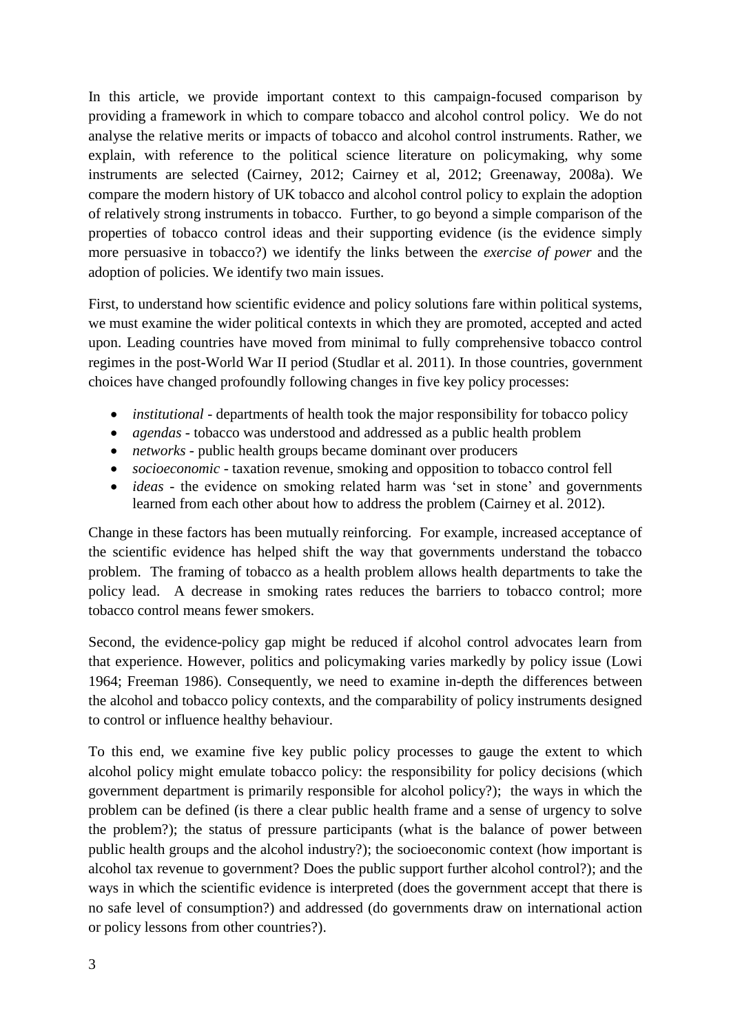In this article, we provide important context to this campaign-focused comparison by providing a framework in which to compare tobacco and alcohol control policy. We do not analyse the relative merits or impacts of tobacco and alcohol control instruments. Rather, we explain, with reference to the political science literature on policymaking, why some instruments are selected (Cairney, 2012; Cairney et al, 2012; Greenaway, 2008a). We compare the modern history of UK tobacco and alcohol control policy to explain the adoption of relatively strong instruments in tobacco. Further, to go beyond a simple comparison of the properties of tobacco control ideas and their supporting evidence (is the evidence simply more persuasive in tobacco?) we identify the links between the *exercise of power* and the adoption of policies. We identify two main issues.

First, to understand how scientific evidence and policy solutions fare within political systems, we must examine the wider political contexts in which they are promoted, accepted and acted upon. Leading countries have moved from minimal to fully comprehensive tobacco control regimes in the post-World War II period (Studlar et al. 2011). In those countries, government choices have changed profoundly following changes in five key policy processes:

- *institutional* - departments of health took the major responsibility for tobacco policy
- *agendas* - tobacco was understood and addressed as a public health problem
- *networks* - public health groups became dominant over producers
- *socioeconomic* - taxation revenue, smoking and opposition to tobacco control fell
- *ideas* - the evidence on smoking related harm was 'set in stone' and governments learned from each other about how to address the problem (Cairney et al. 2012).

Change in these factors has been mutually reinforcing. For example, increased acceptance of the scientific evidence has helped shift the way that governments understand the tobacco problem. The framing of tobacco as a health problem allows health departments to take the policy lead. A decrease in smoking rates reduces the barriers to tobacco control; more tobacco control means fewer smokers.

Second, the evidence-policy gap might be reduced if alcohol control advocates learn from that experience. However, politics and policymaking varies markedly by policy issue (Lowi 1964; Freeman 1986). Consequently, we need to examine in-depth the differences between the alcohol and tobacco policy contexts, and the comparability of policy instruments designed to control or influence healthy behaviour.

To this end, we examine five key public policy processes to gauge the extent to which alcohol policy might emulate tobacco policy: the responsibility for policy decisions (which government department is primarily responsible for alcohol policy?); the ways in which the problem can be defined (is there a clear public health frame and a sense of urgency to solve the problem?); the status of pressure participants (what is the balance of power between public health groups and the alcohol industry?); the socioeconomic context (how important is alcohol tax revenue to government? Does the public support further alcohol control?); and the ways in which the scientific evidence is interpreted (does the government accept that there is no safe level of consumption?) and addressed (do governments draw on international action or policy lessons from other countries?).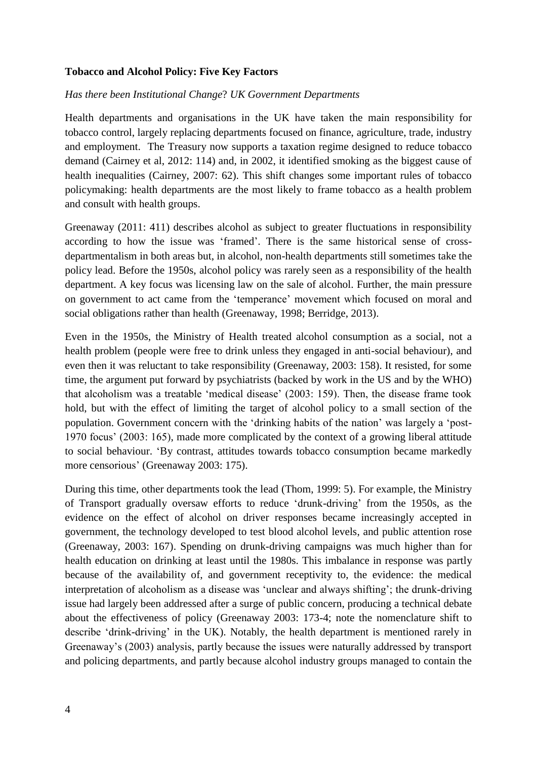**Tobacco and Alcohol Policy: Five Key Factors**

*Has there been Institutional Change*? *UK Government Departments*

Health departments and organisations in the UK have taken the main responsibility for tobacco control, largely replacing departments focused on finance, agriculture, trade, industry and employment. The Treasury now supports a taxation regime designed to reduce tobacco demand (Cairney et al, 2012: 114) and, in 2002, it identified smoking as the biggest cause of health inequalities (Cairney, 2007: 62). This shift changes some important rules of tobacco policymaking: health departments are the most likely to frame tobacco as a health problem and consult with health groups.

Greenaway (2011: 411) describes alcohol as subject to greater fluctuations in responsibility according to how the issue was 'framed'. There is the same historical sense of cross-departmentalism in both areas but, in alcohol, non-health departments still sometimes take the policy lead. Before the 1950s, alcohol policy was rarely seen as a responsibility of the health department. A key focus was licensing law on the sale of alcohol. Further, the main pressure on government to act came from the 'temperance' movement which focused on moral and social obligations rather than health (Greenaway, 1998; Berridge, 2013).

Even in the 1950s, the Ministry of Health treated alcohol consumption as a social, not a health problem (people were free to drink unless they engaged in anti-social behaviour), and even then it was reluctant to take responsibility (Greenaway, 2003: 158). It resisted, for some time, the argument put forward by psychiatrists (backed by work in the US and by the WHO) that alcoholism was a treatable 'medical disease' (2003: 159). Then, the disease frame took hold, but with the effect of limiting the target of alcohol policy to a small section of the population. Government concern with the 'drinking habits of the nation' was largely a 'post-1970 focus' (2003: 165), made more complicated by the context of a growing liberal attitude to social behaviour. 'By contrast, attitudes towards tobacco consumption became markedly more censorious' (Greenaway 2003: 175).

During this time, other departments took the lead (Thom, 1999: 5). For example, the Ministry of Transport gradually oversaw efforts to reduce 'drunk-driving' from the 1950s, as the evidence on the effect of alcohol on driver responses became increasingly accepted in government, the technology developed to test blood alcohol levels, and public attention rose (Greenaway, 2003: 167). Spending on drunk-driving campaigns was much higher than for health education on drinking at least until the 1980s. This imbalance in response was partly because of the availability of, and government receptivity to, the evidence: the medical interpretation of alcoholism as a disease was 'unclear and always shifting'; the drunk-driving issue had largely been addressed after a surge of public concern, producing a technical debate about the effectiveness of policy (Greenaway 2003: 173-4; note the nomenclature shift to describe 'drink-driving' in the UK). Notably, the health department is mentioned rarely in Greenaway's (2003) analysis, partly because the issues were naturally addressed by transport and policing departments, and partly because alcohol industry groups managed to contain the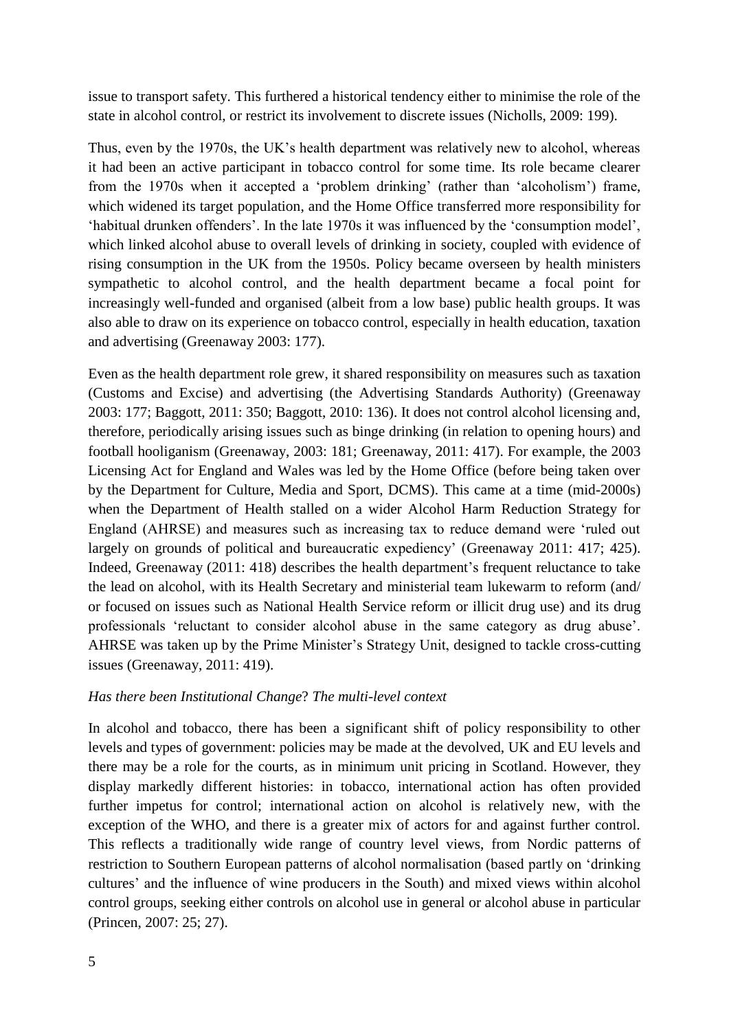issue to transport safety. This furthered a historical tendency either to minimise the role of the state in alcohol control, or restrict its involvement to discrete issues (Nicholls, 2009: 199).

Thus, even by the 1970s, the UK's health department was relatively new to alcohol, whereas it had been an active participant in tobacco control for some time. Its role became clearer from the 1970s when it accepted a 'problem drinking' (rather than 'alcoholism') frame, which widened its target population, and the Home Office transferred more responsibility for 'habitual drunken offenders'. In the late 1970s it was influenced by the 'consumption model', which linked alcohol abuse to overall levels of drinking in society, coupled with evidence of rising consumption in the UK from the 1950s. Policy became overseen by health ministers sympathetic to alcohol control, and the health department became a focal point for increasingly well-funded and organised (albeit from a low base) public health groups. It was also able to draw on its experience on tobacco control, especially in health education, taxation and advertising (Greenaway 2003: 177).

Even as the health department role grew, it shared responsibility on measures such as taxation (Customs and Excise) and advertising (the Advertising Standards Authority) (Greenaway 2003: 177; Baggott, 2011: 350; Baggott, 2010: 136). It does not control alcohol licensing and, therefore, periodically arising issues such as binge drinking (in relation to opening hours) and football hooliganism (Greenaway, 2003: 181; Greenaway, 2011: 417). For example, the 2003 Licensing Act for England and Wales was led by the Home Office (before being taken over by the Department for Culture, Media and Sport, DCMS). This came at a time (mid-2000s) when the Department of Health stalled on a wider Alcohol Harm Reduction Strategy for England (AHRSE) and measures such as increasing tax to reduce demand were 'ruled out largely on grounds of political and bureaucratic expediency' (Greenaway 2011: 417; 425). Indeed, Greenaway (2011: 418) describes the health department's frequent reluctance to take the lead on alcohol, with its Health Secretary and ministerial team lukewarm to reform (and/ or focused on issues such as National Health Service reform or illicit drug use) and its drug professionals 'reluctant to consider alcohol abuse in the same category as drug abuse'. AHRSE was taken up by the Prime Minister's Strategy Unit, designed to tackle cross-cutting issues (Greenaway, 2011: 419).

*Has there been Institutional Change? The multi-level context*

In alcohol and tobacco, there has been a significant shift of policy responsibility to other levels and types of government: policies may be made at the devolved, UK and EU levels and there may be a role for the courts, as in minimum unit pricing in Scotland. However, they display markedly different histories: in tobacco, international action has often provided further impetus for control; international action on alcohol is relatively new, with the exception of the WHO, and there is a greater mix of actors for and against further control. This reflects a traditionally wide range of country level views, from Nordic patterns of restriction to Southern European patterns of alcohol normalisation (based partly on 'drinking cultures' and the influence of wine producers in the South) and mixed views within alcohol control groups, seeking either controls on alcohol use in general or alcohol abuse in particular (Princen, 2007: 25; 27).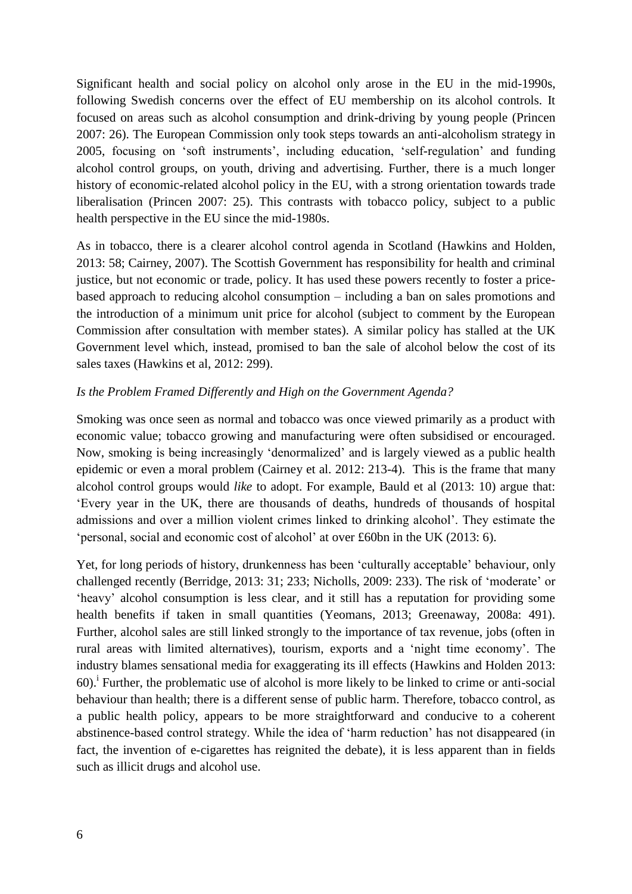Significant health and social policy on alcohol only arose in the EU in the mid-1990s, following Swedish concerns over the effect of EU membership on its alcohol controls. It focused on areas such as alcohol consumption and drink-driving by young people (Princen 2007: 26). The European Commission only took steps towards an anti-alcoholism strategy in 2005, focusing on 'soft instruments', including education, 'self-regulation' and funding alcohol control groups, on youth, driving and advertising. Further, there is a much longer history of economic-related alcohol policy in the EU, with a strong orientation towards trade liberalisation (Princen 2007: 25). This contrasts with tobacco policy, subject to a public health perspective in the EU since the mid-1980s.

As in tobacco, there is a clearer alcohol control agenda in Scotland (Hawkins and Holden, 2013: 58; Cairney, 2007). The Scottish Government has responsibility for health and criminal justice, but not economic or trade, policy. It has used these powers recently to foster a price-based approach to reducing alcohol consumption – including a ban on sales promotions and the introduction of a minimum unit price for alcohol (subject to comment by the European Commission after consultation with member states). A similar policy has stalled at the UK Government level which, instead, promised to ban the sale of alcohol below the cost of its sales taxes (Hawkins et al, 2012: 299).

*Is the Problem Framed Differently and High on the Government Agenda?*

Smoking was once seen as normal and tobacco was once viewed primarily as a product with economic value; tobacco growing and manufacturing were often subsidised or encouraged. Now, smoking is being increasingly 'denormalized' and is largely viewed as a public health epidemic or even a moral problem (Cairney et al. 2012: 213-4). This is the frame that many alcohol control groups would *like* to adopt. For example, Bauld et al (2013: 10) argue that: 'Every year in the UK, there are thousands of deaths, hundreds of thousands of hospital admissions and over a million violent crimes linked to drinking alcohol'. They estimate the 'personal, social and economic cost of alcohol' at over £60bn in the UK (2013: 6).

Yet, for long periods of history, drunkenness has been 'culturally acceptable' behaviour, only challenged recently (Berridge, 2013: 31; 233; Nicholls, 2009: 233). The risk of 'moderate' or 'heavy' alcohol consumption is less clear, and it still has a reputation for providing some health benefits if taken in small quantities (Yeomans, 2013; Greenaway, 2008a: 491). Further, alcohol sales are still linked strongly to the importance of tax revenue, jobs (often in rural areas with limited alternatives), tourism, exports and a 'night time economy'. The industry blames sensational media for exaggerating its ill effects (Hawkins and Holden 2013: 60).[i] Further, the problematic use of alcohol is more likely to be linked to crime or anti-social behaviour than health; there is a different sense of public harm. Therefore, tobacco control, as a public health policy, appears to be more straightforward and conducive to a coherent abstinence-based control strategy. While the idea of 'harm reduction' has not disappeared (in fact, the invention of e-cigarettes has reignited the debate), it is less apparent than in fields such as illicit drugs and alcohol use.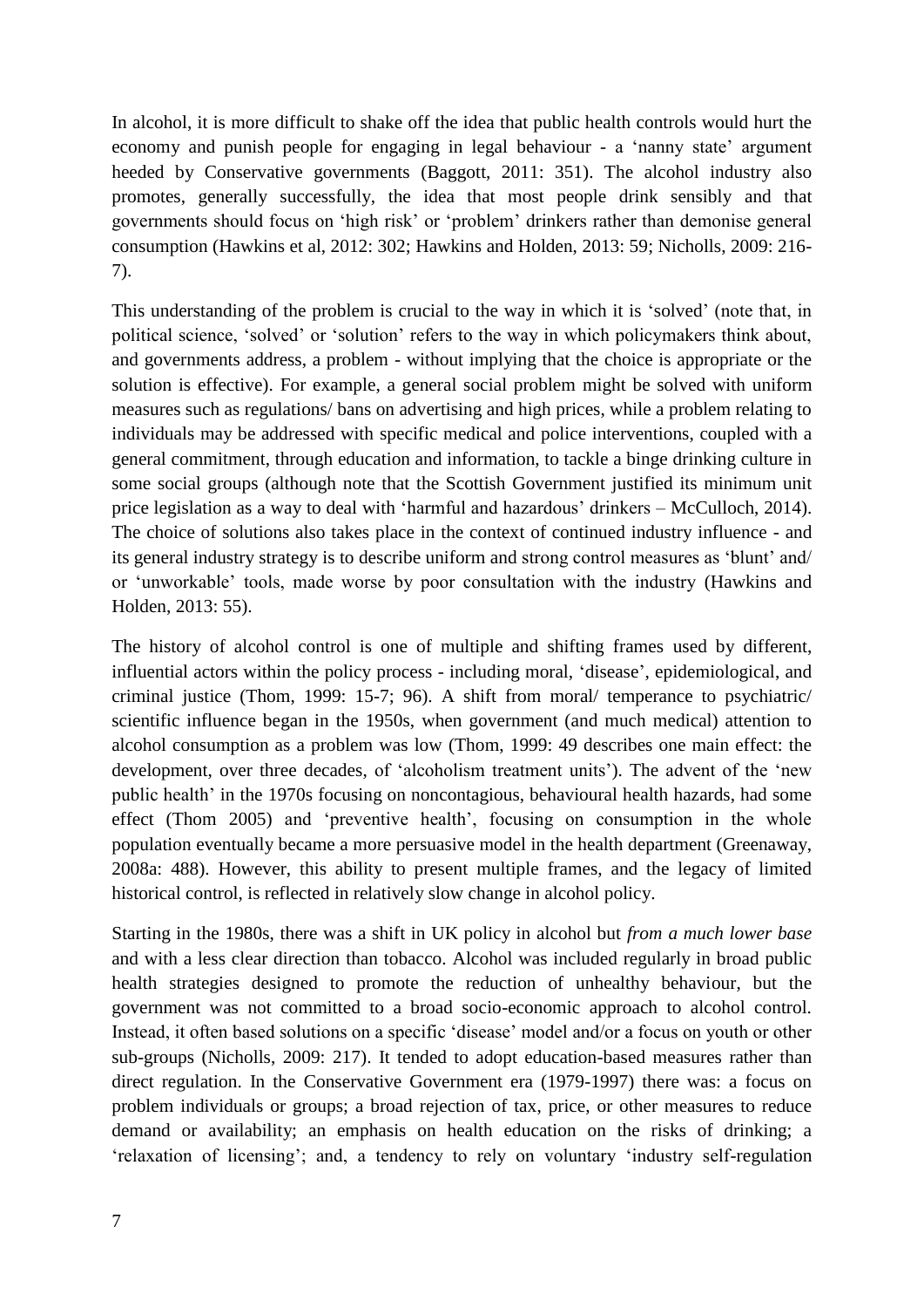In alcohol, it is more difficult to shake off the idea that public health controls would hurt the economy and punish people for engaging in legal behaviour - a 'nanny state' argument heeded by Conservative governments (Baggott, 2011: 351). The alcohol industry also promotes, generally successfully, the idea that most people drink sensibly and that governments should focus on 'high risk' or 'problem' drinkers rather than demonise general consumption (Hawkins et al, 2012: 302; Hawkins and Holden, 2013: 59; Nicholls, 2009: 216-7).

This understanding of the problem is crucial to the way in which it is 'solved' (note that, in political science, 'solved' or 'solution' refers to the way in which policymakers think about, and governments address, a problem - without implying that the choice is appropriate or the solution is effective). For example, a general social problem might be solved with uniform measures such as regulations/ bans on advertising and high prices, while a problem relating to individuals may be addressed with specific medical and police interventions, coupled with a general commitment, through education and information, to tackle a binge drinking culture in some social groups (although note that the Scottish Government justified its minimum unit price legislation as a way to deal with 'harmful and hazardous' drinkers – McCulloch, 2014). The choice of solutions also takes place in the context of continued industry influence - and its general industry strategy is to describe uniform and strong control measures as 'blunt' and/ or 'unworkable' tools, made worse by poor consultation with the industry (Hawkins and Holden, 2013: 55).

The history of alcohol control is one of multiple and shifting frames used by different, influential actors within the policy process - including moral, 'disease', epidemiological, and criminal justice (Thom, 1999: 15-7; 96). A shift from moral/ temperance to psychiatric/ scientific influence began in the 1950s, when government (and much medical) attention to alcohol consumption as a problem was low (Thom, 1999: 49 describes one main effect: the development, over three decades, of 'alcoholism treatment units'). The advent of the 'new public health' in the 1970s focusing on noncontagious, behavioural health hazards, had some effect (Thom 2005) and 'preventive health', focusing on consumption in the whole population eventually became a more persuasive model in the health department (Greenaway, 2008a: 488). However, this ability to present multiple frames, and the legacy of limited historical control, is reflected in relatively slow change in alcohol policy.

Starting in the 1980s, there was a shift in UK policy in alcohol but *from a much lower base* and with a less clear direction than tobacco. Alcohol was included regularly in broad public health strategies designed to promote the reduction of unhealthy behaviour, but the government was not committed to a broad socio-economic approach to alcohol control. Instead, it often based solutions on a specific 'disease' model and/or a focus on youth or other sub-groups (Nicholls, 2009: 217). It tended to adopt education-based measures rather than direct regulation. In the Conservative Government era (1979-1997) there was: a focus on problem individuals or groups; a broad rejection of tax, price, or other measures to reduce demand or availability; an emphasis on health education on the risks of drinking; a 'relaxation of licensing'; and, a tendency to rely on voluntary 'industry self-regulation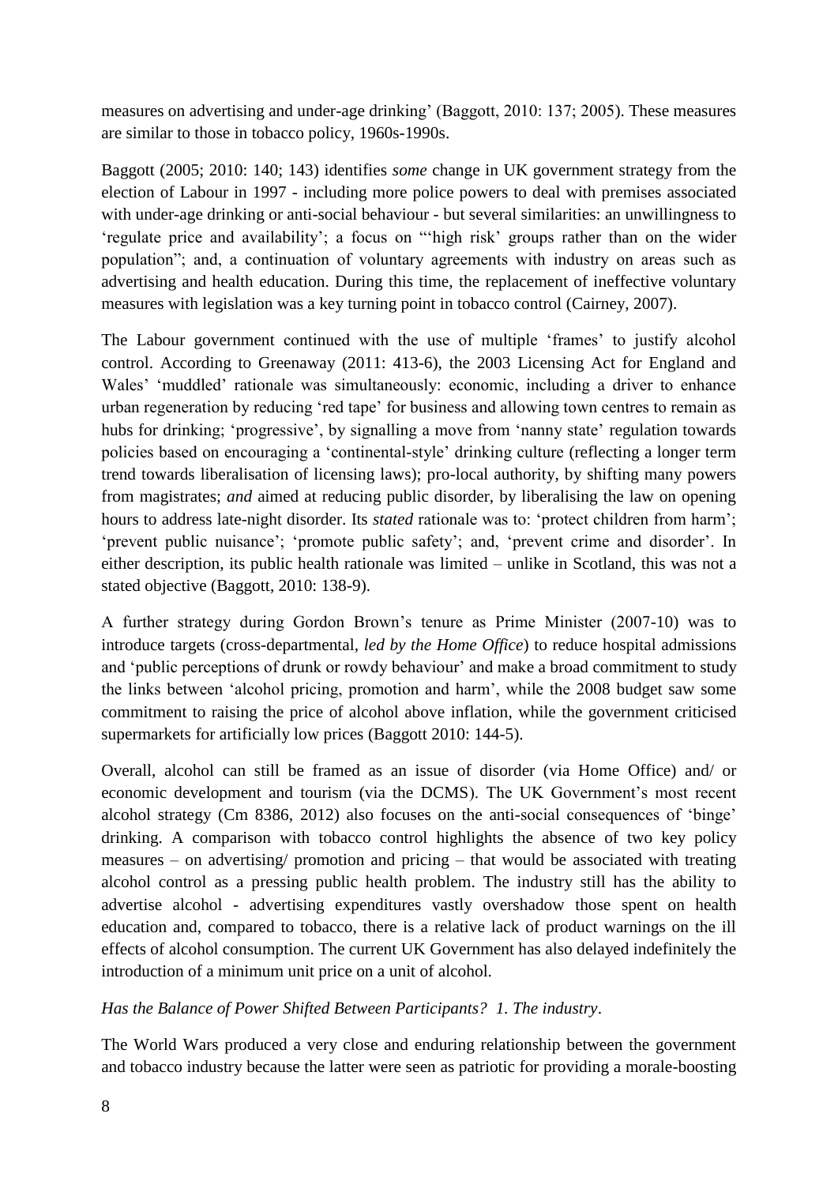measures on advertising and under-age drinking' (Baggott, 2010: 137; 2005). These measures are similar to those in tobacco policy, 1960s-1990s.

Baggott (2005; 2010: 140; 143) identifies *some* change in UK government strategy from the election of Labour in 1997 - including more police powers to deal with premises associated with under-age drinking or anti-social behaviour - but several similarities: an unwillingness to 'regulate price and availability'; a focus on "'high risk' groups rather than on the wider population"; and, a continuation of voluntary agreements with industry on areas such as advertising and health education. During this time, the replacement of ineffective voluntary measures with legislation was a key turning point in tobacco control (Cairney, 2007).

The Labour government continued with the use of multiple 'frames' to justify alcohol control. According to Greenaway (2011: 413-6), the 2003 Licensing Act for England and Wales' 'muddled' rationale was simultaneously: economic, including a driver to enhance urban regeneration by reducing 'red tape' for business and allowing town centres to remain as hubs for drinking; 'progressive', by signalling a move from 'nanny state' regulation towards policies based on encouraging a 'continental-style' drinking culture (reflecting a longer term trend towards liberalisation of licensing laws); pro-local authority, by shifting many powers from magistrates; *and* aimed at reducing public disorder, by liberalising the law on opening hours to address late-night disorder. Its *stated* rationale was to: 'protect children from harm'; 'prevent public nuisance'; 'promote public safety'; and, 'prevent crime and disorder'. In either description, its public health rationale was limited – unlike in Scotland, this was not a stated objective (Baggott, 2010: 138-9).

A further strategy during Gordon Brown's tenure as Prime Minister (2007-10) was to introduce targets (cross-departmental, *led by the Home Office*) to reduce hospital admissions and 'public perceptions of drunk or rowdy behaviour' and make a broad commitment to study the links between 'alcohol pricing, promotion and harm', while the 2008 budget saw some commitment to raising the price of alcohol above inflation, while the government criticised supermarkets for artificially low prices (Baggott 2010: 144-5).

Overall, alcohol can still be framed as an issue of disorder (via Home Office) and/ or economic development and tourism (via the DCMS). The UK Government's most recent alcohol strategy (Cm 8386, 2012) also focuses on the anti-social consequences of 'binge' drinking. A comparison with tobacco control highlights the absence of two key policy measures – on advertising/ promotion and pricing – that would be associated with treating alcohol control as a pressing public health problem. The industry still has the ability to advertise alcohol - advertising expenditures vastly overshadow those spent on health education and, compared to tobacco, there is a relative lack of product warnings on the ill effects of alcohol consumption. The current UK Government has also delayed indefinitely the introduction of a minimum unit price on a unit of alcohol.

*Has the Balance of Power Shifted Between Participants? 1. The industry*.

The World Wars produced a very close and enduring relationship between the government and tobacco industry because the latter were seen as patriotic for providing a morale-boosting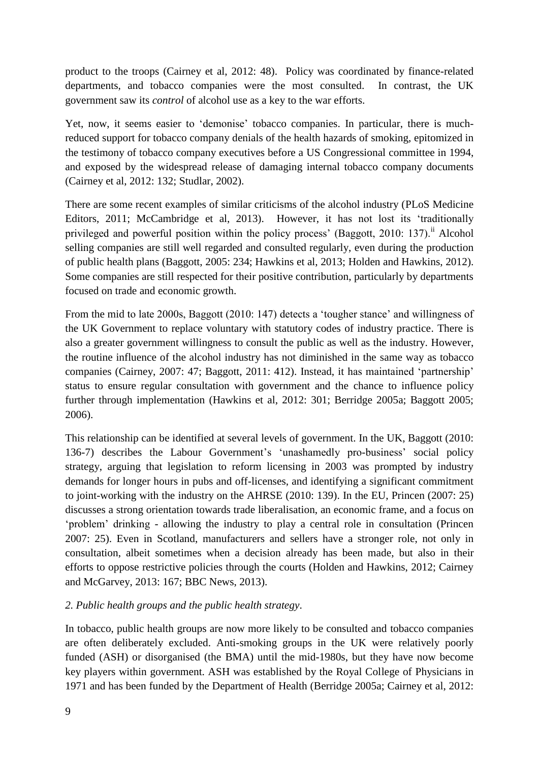product to the troops (Cairney et al, 2012: 48). Policy was coordinated by finance-related departments, and tobacco companies were the most consulted. In contrast, the UK government saw its *control* of alcohol use as a key to the war efforts.

Yet, now, it seems easier to 'demonise' tobacco companies. In particular, there is much-reduced support for tobacco company denials of the health hazards of smoking, epitomized in the testimony of tobacco company executives before a US Congressional committee in 1994, and exposed by the widespread release of damaging internal tobacco company documents (Cairney et al, 2012: 132; Studlar, 2002).

There are some recent examples of similar criticisms of the alcohol industry (PLoS Medicine Editors, 2011; McCambridge et al, 2013). However, it has not lost its 'traditionally privileged and powerful position within the policy process' (Baggott, 2010: 137).[ii] Alcohol selling companies are still well regarded and consulted regularly, even during the production of public health plans (Baggott, 2005: 234; Hawkins et al, 2013; Holden and Hawkins, 2012). Some companies are still respected for their positive contribution, particularly by departments focused on trade and economic growth.

From the mid to late 2000s, Baggott (2010: 147) detects a 'tougher stance' and willingness of the UK Government to replace voluntary with statutory codes of industry practice. There is also a greater government willingness to consult the public as well as the industry. However, the routine influence of the alcohol industry has not diminished in the same way as tobacco companies (Cairney, 2007: 47; Baggott, 2011: 412). Instead, it has maintained 'partnership' status to ensure regular consultation with government and the chance to influence policy further through implementation (Hawkins et al, 2012: 301; Berridge 2005a; Baggott 2005; 2006).

This relationship can be identified at several levels of government. In the UK, Baggott (2010: 136-7) describes the Labour Government's 'unashamedly pro-business' social policy strategy, arguing that legislation to reform licensing in 2003 was prompted by industry demands for longer hours in pubs and off-licenses, and identifying a significant commitment to joint-working with the industry on the AHRSE (2010: 139). In the EU, Princen (2007: 25) discusses a strong orientation towards trade liberalisation, an economic frame, and a focus on 'problem' drinking - allowing the industry to play a central role in consultation (Princen 2007: 25). Even in Scotland, manufacturers and sellers have a stronger role, not only in consultation, albeit sometimes when a decision already has been made, but also in their efforts to oppose restrictive policies through the courts (Holden and Hawkins, 2012; Cairney and McGarvey, 2013: 167; BBC News, 2013).

*2. Public health groups and the public health strategy*.

In tobacco, public health groups are now more likely to be consulted and tobacco companies are often deliberately excluded. Anti-smoking groups in the UK were relatively poorly funded (ASH) or disorganised (the BMA) until the mid-1980s, but they have now become key players within government. ASH was established by the Royal College of Physicians in 1971 and has been funded by the Department of Health (Berridge 2005a; Cairney et al, 2012: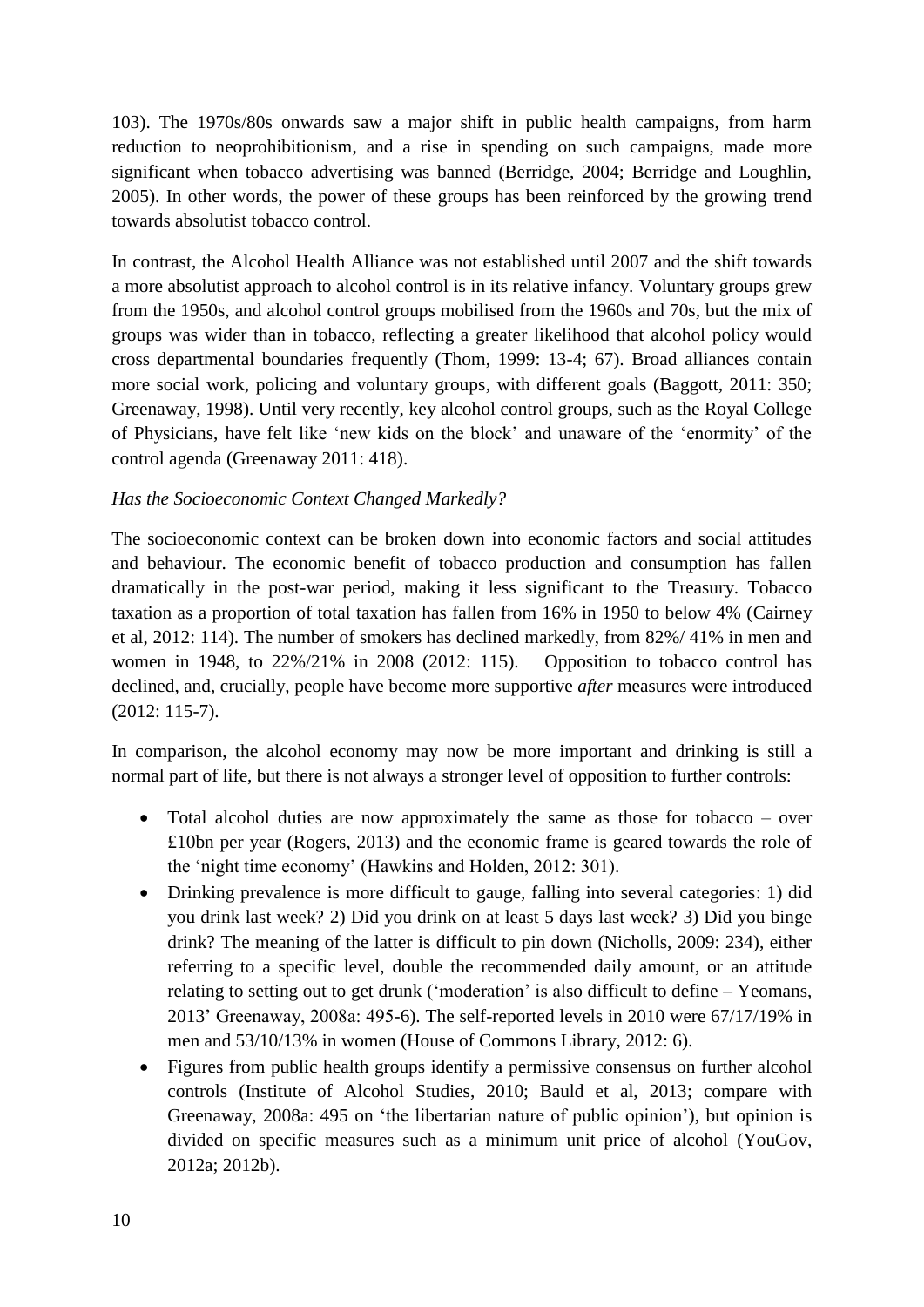103). The 1970s/80s onwards saw a major shift in public health campaigns, from harm reduction to neoprohibitionism, and a rise in spending on such campaigns, made more significant when tobacco advertising was banned (Berridge, 2004; Berridge and Loughlin, 2005). In other words, the power of these groups has been reinforced by the growing trend towards absolutist tobacco control.

In contrast, the Alcohol Health Alliance was not established until 2007 and the shift towards a more absolutist approach to alcohol control is in its relative infancy. Voluntary groups grew from the 1950s, and alcohol control groups mobilised from the 1960s and 70s, but the mix of groups was wider than in tobacco, reflecting a greater likelihood that alcohol policy would cross departmental boundaries frequently (Thom, 1999: 13-4; 67). Broad alliances contain more social work, policing and voluntary groups, with different goals (Baggott, 2011: 350; Greenaway, 1998). Until very recently, key alcohol control groups, such as the Royal College of Physicians, have felt like 'new kids on the block' and unaware of the 'enormity' of the control agenda (Greenaway 2011: 418).

*Has the Socioeconomic Context Changed Markedly?*

The socioeconomic context can be broken down into economic factors and social attitudes and behaviour. The economic benefit of tobacco production and consumption has fallen dramatically in the post-war period, making it less significant to the Treasury. Tobacco taxation as a proportion of total taxation has fallen from 16% in 1950 to below 4% (Cairney et al, 2012: 114). The number of smokers has declined markedly, from 82%/ 41% in men and women in 1948, to 22%/21% in 2008 (2012: 115). Opposition to tobacco control has declined, and, crucially, people have become more supportive *after* measures were introduced (2012: 115-7).

In comparison, the alcohol economy may now be more important and drinking is still a normal part of life, but there is not always a stronger level of opposition to further controls:

- Total alcohol duties are now approximately the same as those for tobacco – over £10bn per year (Rogers, 2013) and the economic frame is geared towards the role of the 'night time economy' (Hawkins and Holden, 2012: 301).
- Drinking prevalence is more difficult to gauge, falling into several categories: 1) did you drink last week? 2) Did you drink on at least 5 days last week? 3) Did you binge drink? The meaning of the latter is difficult to pin down (Nicholls, 2009: 234), either referring to a specific level, double the recommended daily amount, or an attitude relating to setting out to get drunk ('moderation' is also difficult to define – Yeomans, 2013' Greenaway, 2008a: 495-6). The self-reported levels in 2010 were 67/17/19% in men and 53/10/13% in women (House of Commons Library, 2012: 6).
- Figures from public health groups identify a permissive consensus on further alcohol controls (Institute of Alcohol Studies, 2010; Bauld et al, 2013; compare with Greenaway, 2008a: 495 on 'the libertarian nature of public opinion'), but opinion is divided on specific measures such as a minimum unit price of alcohol (YouGov, 2012a; 2012b).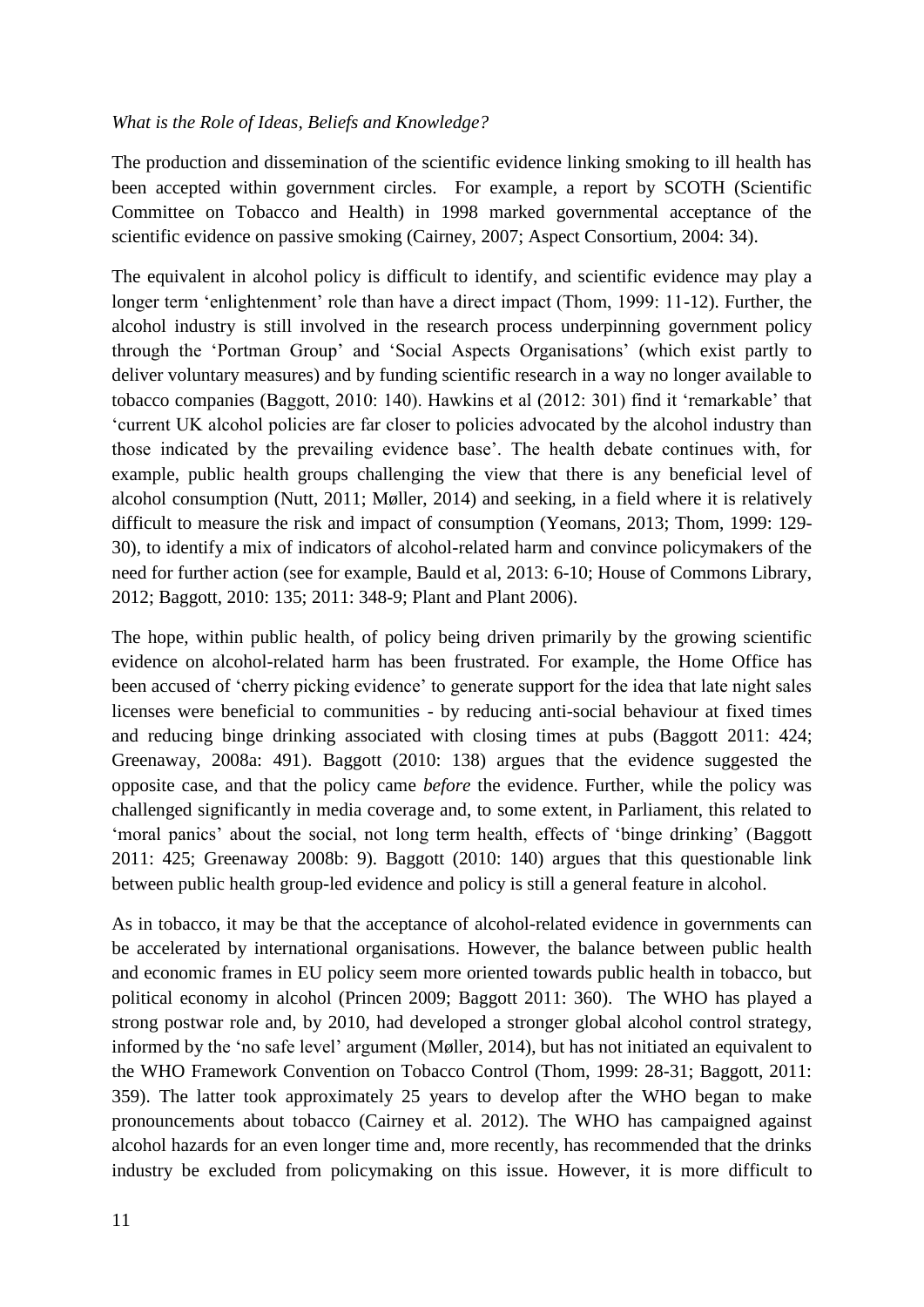*What is the Role of Ideas, Beliefs and Knowledge?*

The production and dissemination of the scientific evidence linking smoking to ill health has been accepted within government circles. For example, a report by SCOTH (Scientific Committee on Tobacco and Health) in 1998 marked governmental acceptance of the scientific evidence on passive smoking (Cairney, 2007; Aspect Consortium, 2004: 34).

The equivalent in alcohol policy is difficult to identify, and scientific evidence may play a longer term 'enlightenment' role than have a direct impact (Thom, 1999: 11-12). Further, the alcohol industry is still involved in the research process underpinning government policy through the 'Portman Group' and 'Social Aspects Organisations' (which exist partly to deliver voluntary measures) and by funding scientific research in a way no longer available to tobacco companies (Baggott, 2010: 140). Hawkins et al (2012: 301) find it 'remarkable' that 'current UK alcohol policies are far closer to policies advocated by the alcohol industry than those indicated by the prevailing evidence base'. The health debate continues with, for example, public health groups challenging the view that there is any beneficial level of alcohol consumption (Nutt, 2011; Møller, 2014) and seeking, in a field where it is relatively difficult to measure the risk and impact of consumption (Yeomans, 2013; Thom, 1999: 129-30), to identify a mix of indicators of alcohol-related harm and convince policymakers of the need for further action (see for example, Bauld et al, 2013: 6-10; House of Commons Library, 2012; Baggott, 2010: 135; 2011: 348-9; Plant and Plant 2006).

The hope, within public health, of policy being driven primarily by the growing scientific evidence on alcohol-related harm has been frustrated. For example, the Home Office has been accused of 'cherry picking evidence' to generate support for the idea that late night sales licenses were beneficial to communities - by reducing anti-social behaviour at fixed times and reducing binge drinking associated with closing times at pubs (Baggott 2011: 424; Greenaway, 2008a: 491). Baggott (2010: 138) argues that the evidence suggested the opposite case, and that the policy came *before* the evidence. Further, while the policy was challenged significantly in media coverage and, to some extent, in Parliament, this related to 'moral panics' about the social, not long term health, effects of 'binge drinking' (Baggott 2011: 425; Greenaway 2008b: 9). Baggott (2010: 140) argues that this questionable link between public health group-led evidence and policy is still a general feature in alcohol.

As in tobacco, it may be that the acceptance of alcohol-related evidence in governments can be accelerated by international organisations. However, the balance between public health and economic frames in EU policy seem more oriented towards public health in tobacco, but political economy in alcohol (Princen 2009; Baggott 2011: 360). The WHO has played a strong postwar role and, by 2010, had developed a stronger global alcohol control strategy, informed by the 'no safe level' argument (Møller, 2014), but has not initiated an equivalent to the WHO Framework Convention on Tobacco Control (Thom, 1999: 28-31; Baggott, 2011: 359). The latter took approximately 25 years to develop after the WHO began to make pronouncements about tobacco (Cairney et al. 2012). The WHO has campaigned against alcohol hazards for an even longer time and, more recently, has recommended that the drinks industry be excluded from policymaking on this issue. However, it is more difficult to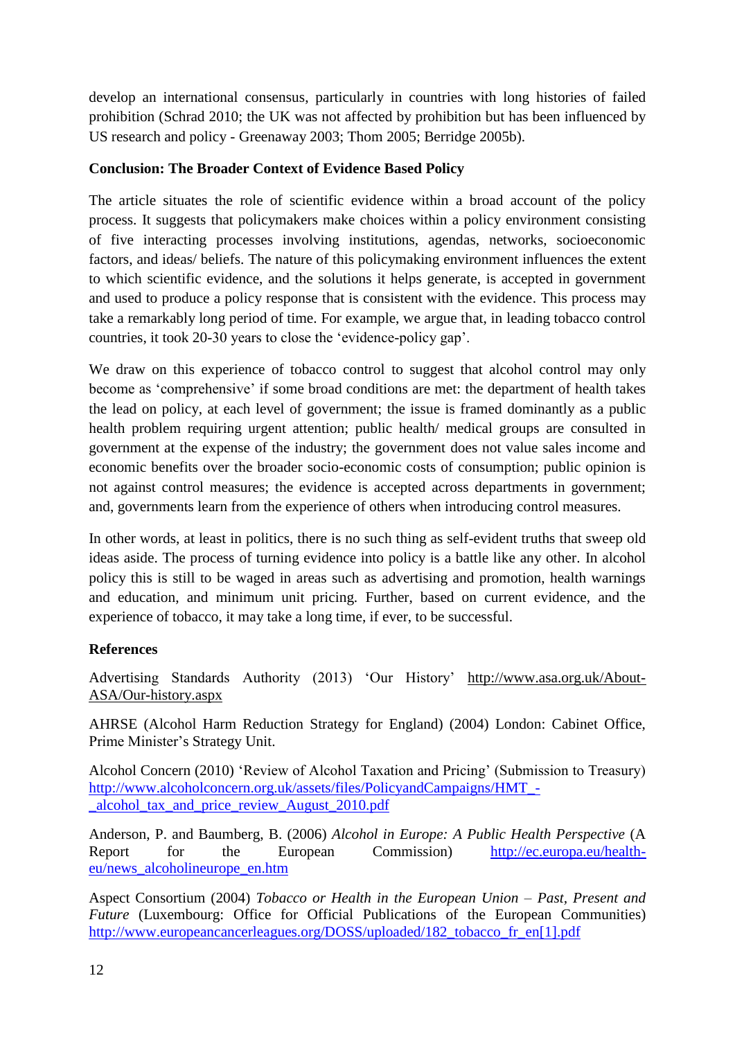develop an international consensus, particularly in countries with long histories of failed prohibition (Schrad 2010; the UK was not affected by prohibition but has been influenced by US research and policy - Greenaway 2003; Thom 2005; Berridge 2005b).

**Conclusion: The Broader Context of Evidence Based Policy**

The article situates the role of scientific evidence within a broad account of the policy process. It suggests that policymakers make choices within a policy environment consisting of five interacting processes involving institutions, agendas, networks, socioeconomic factors, and ideas/ beliefs. The nature of this policymaking environment influences the extent to which scientific evidence, and the solutions it helps generate, is accepted in government and used to produce a policy response that is consistent with the evidence. This process may take a remarkably long period of time. For example, we argue that, in leading tobacco control countries, it took 20-30 years to close the 'evidence-policy gap'.

We draw on this experience of tobacco control to suggest that alcohol control may only become as 'comprehensive' if some broad conditions are met: the department of health takes the lead on policy, at each level of government; the issue is framed dominantly as a public health problem requiring urgent attention; public health/ medical groups are consulted in government at the expense of the industry; the government does not value sales income and economic benefits over the broader socio-economic costs of consumption; public opinion is not against control measures; the evidence is accepted across departments in government; and, governments learn from the experience of others when introducing control measures.

In other words, at least in politics, there is no such thing as self-evident truths that sweep old ideas aside. The process of turning evidence into policy is a battle like any other. In alcohol policy this is still to be waged in areas such as advertising and promotion, health warnings and education, and minimum unit pricing. Further, based on current evidence, and the experience of tobacco, it may take a long time, if ever, to be successful.

**References**

Advertising Standards Authority (2013) 'Our History' http://www.asa.org.uk/About-ASA/Our-history.aspx

AHRSE (Alcohol Harm Reduction Strategy for England) (2004) London: Cabinet Office, Prime Minister's Strategy Unit.

Alcohol Concern (2010) 'Review of Alcohol Taxation and Pricing' (Submission to Treasury) http://www.alcoholconcern.org.uk/assets/files/PolicyandCampaigns/HMT_-_alcohol_tax_and_price_review_August_2010.pdf

Anderson, P. and Baumberg, B. (2006) *Alcohol in Europe: A Public Health Perspective* (A Report for the European Commission) http://ec.europa.eu/health-eu/news_alcoholineurope_en.htm

Aspect Consortium (2004) *Tobacco or Health in the European Union – Past, Present and Future* (Luxembourg: Office for Official Publications of the European Communities) http://www.europeancancerleagues.org/DOSS/uploaded/182_tobacco_fr_en[1].pdf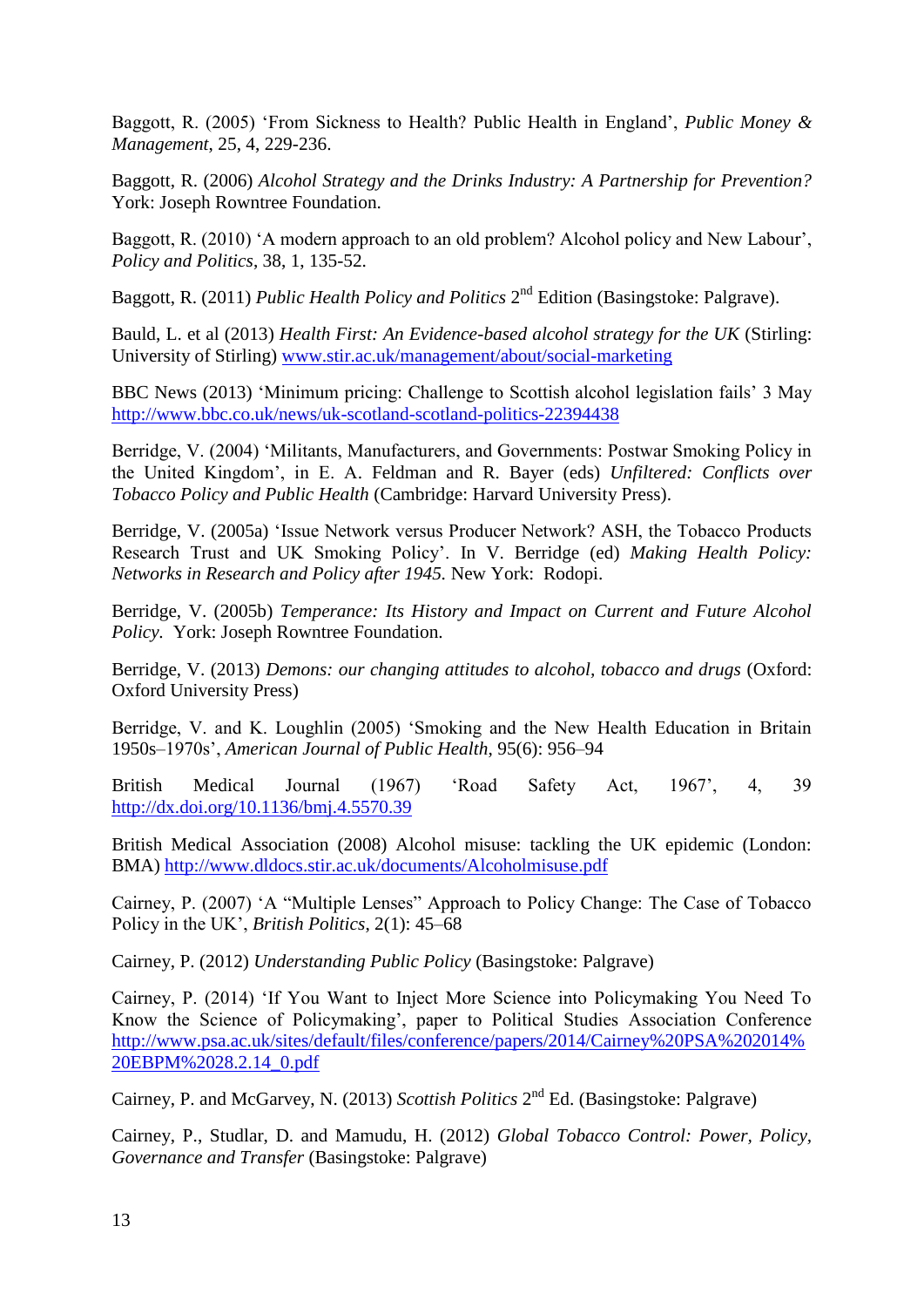Baggott, R. (2005) ‘From Sickness to Health? Public Health in England’, *Public Money & Management*, 25, 4, 229-236.

Baggott, R. (2006) *Alcohol Strategy and the Drinks Industry: A Partnership for Prevention?* York: Joseph Rowntree Foundation.

Baggott, R. (2010) ‘A modern approach to an old problem? Alcohol policy and New Labour’, *Policy and Politics*, 38, 1, 135-52.

Baggott, R. (2011) *Public Health Policy and Politics* 2nd Edition (Basingstoke: Palgrave).

Bauld, L. et al (2013) *Health First: An Evidence-based alcohol strategy for the UK* (Stirling: University of Stirling) www.stir.ac.uk/management/about/social-marketing

BBC News (2013) ‘Minimum pricing: Challenge to Scottish alcohol legislation fails’ 3 May http://www.bbc.co.uk/news/uk-scotland-scotland-politics-22394438

Berridge, V. (2004) ‘Militants, Manufacturers, and Governments: Postwar Smoking Policy in the United Kingdom’, in E. A. Feldman and R. Bayer (eds) *Unfiltered: Conflicts over Tobacco Policy and Public Health* (Cambridge: Harvard University Press).

Berridge, V. (2005a) ‘Issue Network versus Producer Network? ASH, the Tobacco Products Research Trust and UK Smoking Policy’. In V. Berridge (ed) *Making Health Policy: Networks in Research and Policy after 1945.* New York: Rodopi.

Berridge, V. (2005b) *Temperance: Its History and Impact on Current and Future Alcohol Policy.* York: Joseph Rowntree Foundation.

Berridge, V. (2013) *Demons: our changing attitudes to alcohol, tobacco and drugs* (Oxford: Oxford University Press)

Berridge, V. and K. Loughlin (2005) ‘Smoking and the New Health Education in Britain 1950s–1970s’, *American Journal of Public Health*, 95(6): 956–94

British Medical Journal (1967) ‘Road Safety Act, 1967’, 4, 39 http://dx.doi.org/10.1136/bmj.4.5570.39

British Medical Association (2008) Alcohol misuse: tackling the UK epidemic (London: BMA) http://www.dldocs.stir.ac.uk/documents/Alcoholmisuse.pdf

Cairney, P. (2007) ‘A “Multiple Lenses” Approach to Policy Change: The Case of Tobacco Policy in the UK’, *British Politics*, 2(1): 45–68

Cairney, P. (2012) *Understanding Public Policy* (Basingstoke: Palgrave)

Cairney, P. (2014) ‘If You Want to Inject More Science into Policymaking You Need To Know the Science of Policymaking’, paper to Political Studies Association Conference http://www.psa.ac.uk/sites/default/files/conference/papers/2014/Cairney%20PSA%202014%20EBPM%2028.2.14_0.pdf

Cairney, P. and McGarvey, N. (2013) *Scottish Politics* 2nd Ed. (Basingstoke: Palgrave)

Cairney, P., Studlar, D. and Mamudu, H. (2012) *Global Tobacco Control: Power, Policy, Governance and Transfer* (Basingstoke: Palgrave)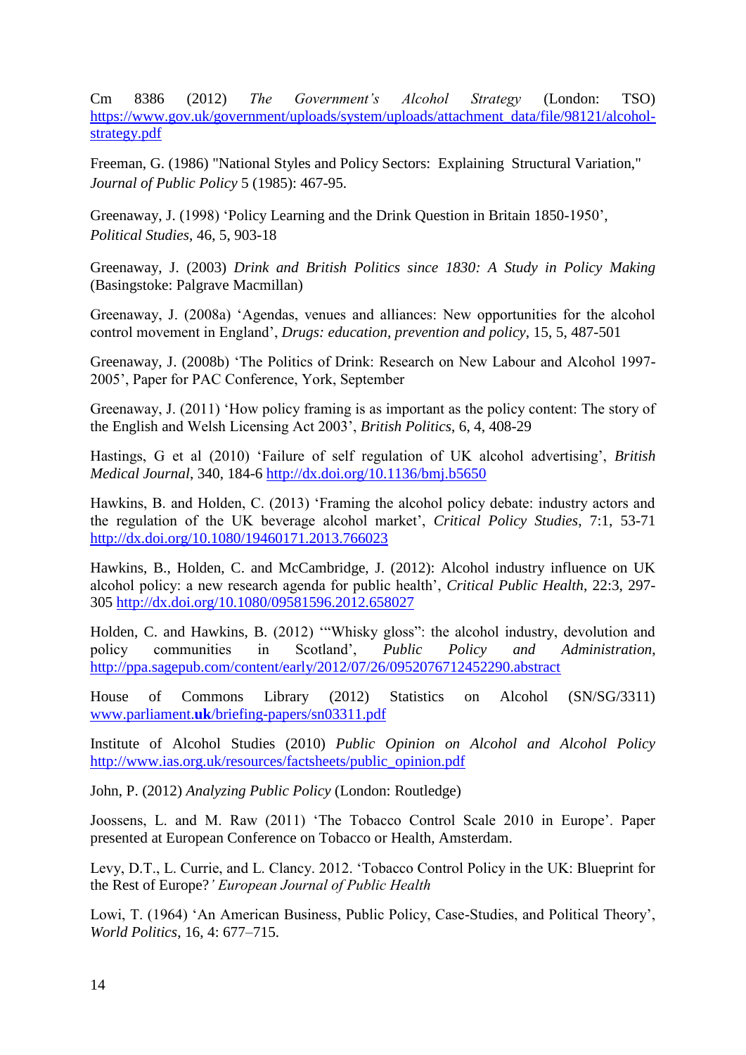Cm 8386 (2012) *The Government's Alcohol Strategy* (London: TSO) https://www.gov.uk/government/uploads/system/uploads/attachment_data/file/98121/alcohol-strategy.pdf

Freeman, G. (1986) "National Styles and Policy Sectors: Explaining Structural Variation," *Journal of Public Policy* 5 (1985): 467-95.

Greenaway, J. (1998) 'Policy Learning and the Drink Question in Britain 1850-1950', *Political Studies*, 46, 5, 903-18

Greenaway, J. (2003) *Drink and British Politics since 1830: A Study in Policy Making* (Basingstoke: Palgrave Macmillan)

Greenaway, J. (2008a) 'Agendas, venues and alliances: New opportunities for the alcohol control movement in England', *Drugs: education, prevention and policy*, 15, 5, 487-501

Greenaway, J. (2008b) 'The Politics of Drink: Research on New Labour and Alcohol 1997-2005', Paper for PAC Conference, York, September

Greenaway, J. (2011) 'How policy framing is as important as the policy content: The story of the English and Welsh Licensing Act 2003', *British Politics*, 6, 4, 408-29

Hastings, G et al (2010) 'Failure of self regulation of UK alcohol advertising', *British Medical Journal*, 340, 184-6 http://dx.doi.org/10.1136/bmj.b5650

Hawkins, B. and Holden, C. (2013) 'Framing the alcohol policy debate: industry actors and the regulation of the UK beverage alcohol market', *Critical Policy Studies*, 7:1, 53-71 http://dx.doi.org/10.1080/19460171.2013.766023

Hawkins, B., Holden, C. and McCambridge, J. (2012): Alcohol industry influence on UK alcohol policy: a new research agenda for public health', *Critical Public Health*, 22:3, 297-305 http://dx.doi.org/10.1080/09581596.2012.658027

Holden, C. and Hawkins, B. (2012) '"Whisky gloss": the alcohol industry, devolution and policy communities in Scotland', *Public Policy and Administration*, http://ppa.sagepub.com/content/early/2012/07/26/0952076712452290.abstract

House of Commons Library (2012) Statistics on Alcohol (SN/SG/3311) www.parliament.**uk**/briefing-papers/sn03311.pdf

Institute of Alcohol Studies (2010) *Public Opinion on Alcohol and Alcohol Policy* http://www.ias.org.uk/resources/factsheets/public_opinion.pdf

John, P. (2012) *Analyzing Public Policy* (London: Routledge)

Joossens, L. and M. Raw (2011) 'The Tobacco Control Scale 2010 in Europe'. Paper presented at European Conference on Tobacco or Health, Amsterdam.

Levy, D.T., L. Currie, and L. Clancy. 2012. 'Tobacco Control Policy in the UK: Blueprint for the Rest of Europe?' *European Journal of Public Health*

Lowi, T. (1964) 'An American Business, Public Policy, Case-Studies, and Political Theory', *World Politics*, 16, 4: 677–715.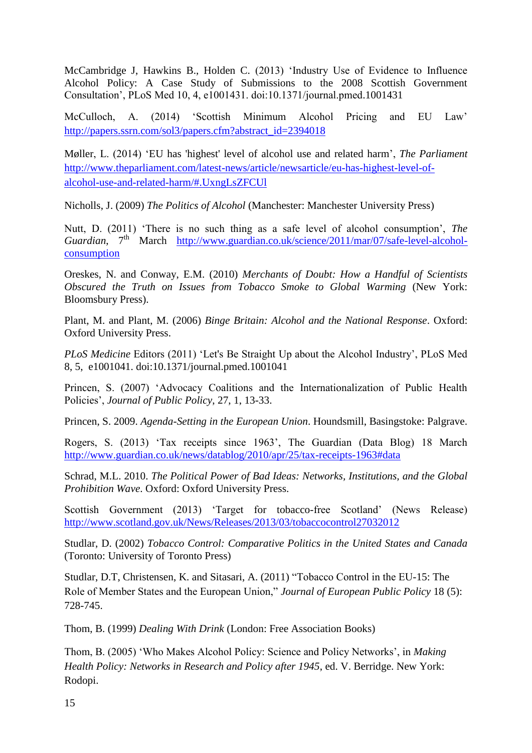McCambridge J, Hawkins B., Holden C. (2013) ‘Industry Use of Evidence to Influence Alcohol Policy: A Case Study of Submissions to the 2008 Scottish Government Consultation’, PLoS Med 10, 4, e1001431. doi:10.1371/journal.pmed.1001431

McCulloch, A. (2014) ‘Scottish Minimum Alcohol Pricing and EU Law’ http://papers.ssrn.com/sol3/papers.cfm?abstract_id=2394018

Møller, L. (2014) ‘EU has 'highest' level of alcohol use and related harm’, *The Parliament* http://www.theparliament.com/latest-news/article/newsarticle/eu-has-highest-level-of-alcohol-use-and-related-harm/#.UxngLsZFCUl

Nicholls, J. (2009) *The Politics of Alcohol* (Manchester: Manchester University Press)

Nutt, D. (2011) ‘There is no such thing as a safe level of alcohol consumption’, *The Guardian*, 7th March http://www.guardian.co.uk/science/2011/mar/07/safe-level-alcohol-consumption

Oreskes, N. and Conway, E.M. (2010) *Merchants of Doubt: How a Handful of Scientists Obscured the Truth on Issues from Tobacco Smoke to Global Warming* (New York: Bloomsbury Press).

Plant, M. and Plant, M. (2006) *Binge Britain: Alcohol and the National Response*. Oxford: Oxford University Press.

*PLoS Medicine* Editors (2011) ‘Let's Be Straight Up about the Alcohol Industry’, PLoS Med 8, 5, e1001041. doi:10.1371/journal.pmed.1001041

Princen, S. (2007) ‘Advocacy Coalitions and the Internationalization of Public Health Policies’, *Journal of Public Policy*, 27, 1, 13-33.

Princen, S. 2009. *Agenda-Setting in the European Union*. Houndsmill, Basingstoke: Palgrave.

Rogers, S. (2013) ‘Tax receipts since 1963’, The Guardian (Data Blog) 18 March http://www.guardian.co.uk/news/datablog/2010/apr/25/tax-receipts-1963#data

Schrad, M.L. 2010. *The Political Power of Bad Ideas: Networks, Institutions, and the Global Prohibition Wave*. Oxford: Oxford University Press.

Scottish Government (2013) ‘Target for tobacco-free Scotland’ (News Release) http://www.scotland.gov.uk/News/Releases/2013/03/tobaccocontrol27032012

Studlar, D. (2002) *Tobacco Control: Comparative Politics in the United States and Canada* (Toronto: University of Toronto Press)

Studlar, D.T, Christensen, K. and Sitasari, A. (2011) “Tobacco Control in the EU-15: The Role of Member States and the European Union,” *Journal of European Public Policy* 18 (5): 728-745.

Thom, B. (1999) *Dealing With Drink* (London: Free Association Books)

Thom, B. (2005) ‘Who Makes Alcohol Policy: Science and Policy Networks’, in *Making Health Policy: Networks in Research and Policy after 1945*, ed. V. Berridge. New York: Rodopi.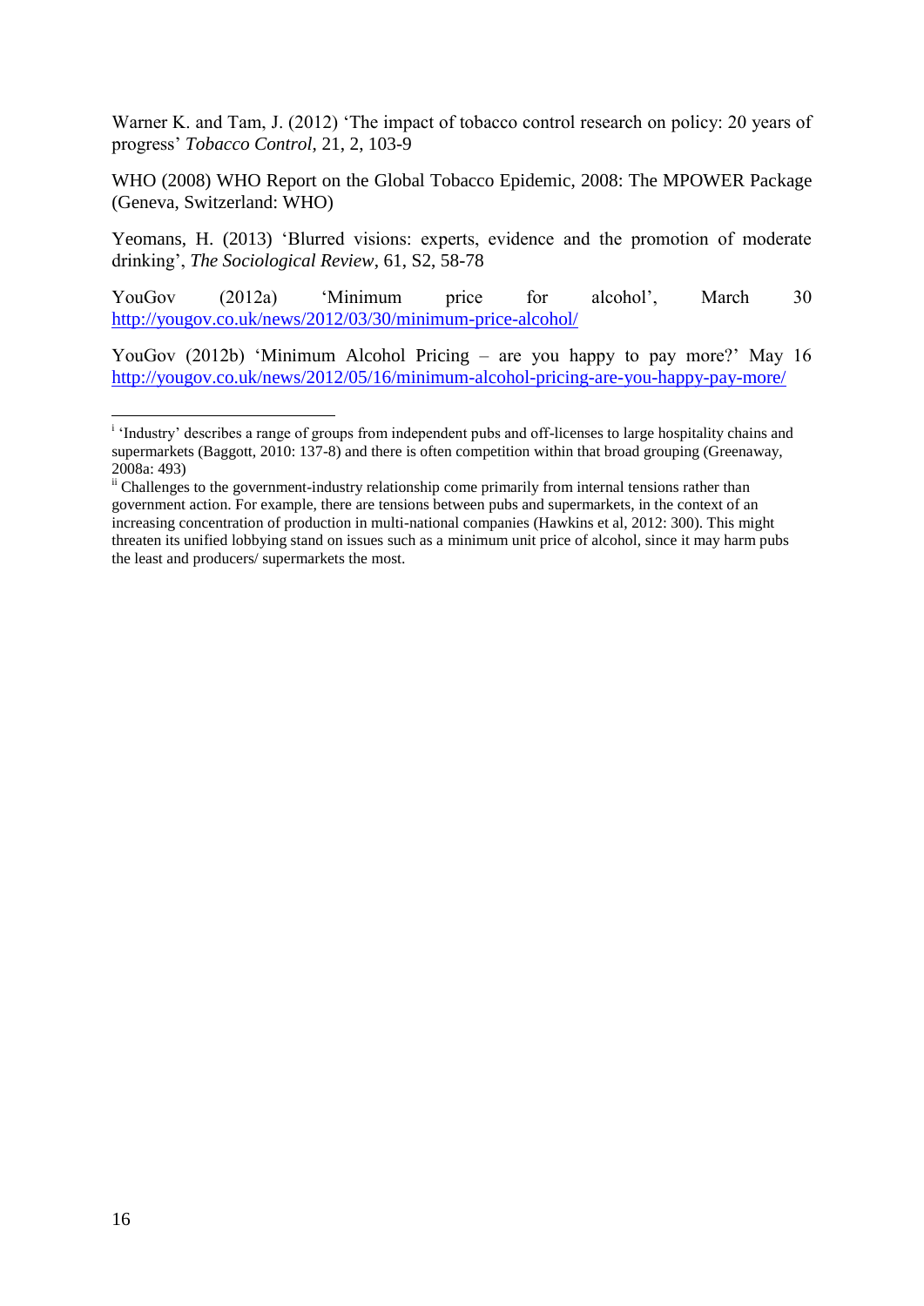Warner K. and Tam, J. (2012) 'The impact of tobacco control research on policy: 20 years of progress' *Tobacco Control*, 21, 2, 103-9

WHO (2008) WHO Report on the Global Tobacco Epidemic, 2008: The MPOWER Package (Geneva, Switzerland: WHO)

Yeomans, H. (2013) 'Blurred visions: experts, evidence and the promotion of moderate drinking', *The Sociological Review*, 61, S2, 58-78

YouGov (2012a) 'Minimum price for alcohol', March 30 http://yougov.co.uk/news/2012/03/30/minimum-price-alcohol/

YouGov (2012b) 'Minimum Alcohol Pricing – are you happy to pay more?' May 16 http://yougov.co.uk/news/2012/05/16/minimum-alcohol-pricing-are-you-happy-pay-more/

---

[i] 'Industry' describes a range of groups from independent pubs and off-licenses to large hospitality chains and supermarkets (Baggott, 2010: 137-8) and there is often competition within that broad grouping (Greenaway, 2008a: 493)

[ii] Challenges to the government-industry relationship come primarily from internal tensions rather than government action. For example, there are tensions between pubs and supermarkets, in the context of an increasing concentration of production in multi-national companies (Hawkins et al, 2012: 300). This might threaten its unified lobbying stand on issues such as a minimum unit price of alcohol, since it may harm pubs the least and producers/ supermarkets the most.